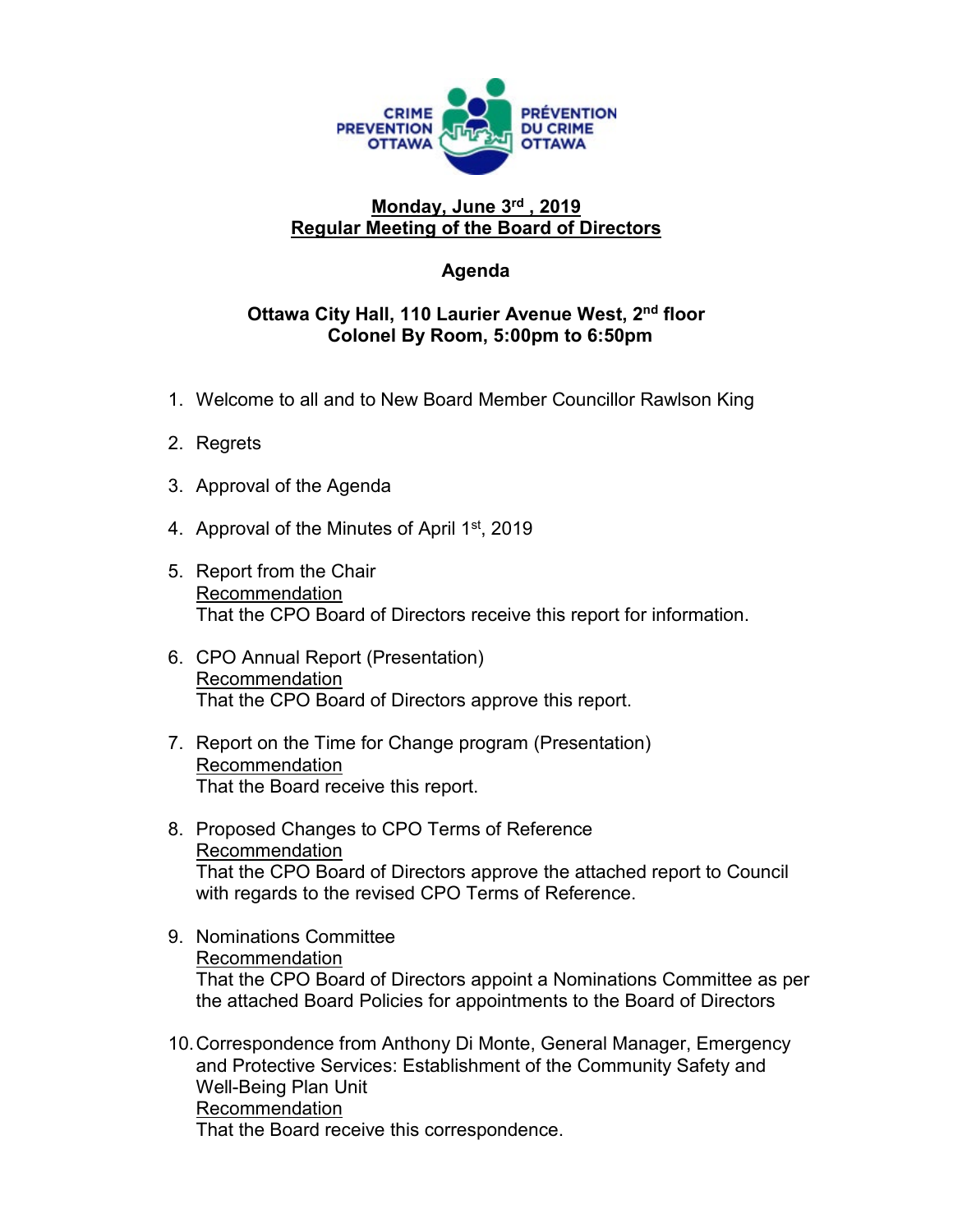CRIME PREVENTION OTTAWA PRÉVENTION DU CRIME OTTAWA

## Monday, June 3rd, 2019
## Regular Meeting of the Board of Directors

### Agenda

**Ottawa City Hall, 110 Laurier Avenue West, 2nd floor**
**Colonel By Room, 5:00pm to 6:50pm**

1. Welcome to all and to New Board Member Councillor Rawlson King

2. Regrets

3. Approval of the Agenda

4. Approval of the Minutes of April 1st, 2019

5. Report from the Chair
   Recommendation
   That the CPO Board of Directors receive this report for information.

6. CPO Annual Report (Presentation)
   Recommendation
   That the CPO Board of Directors approve this report.

7. Report on the Time for Change program (Presentation)
   Recommendation
   That the Board receive this report.

8. Proposed Changes to CPO Terms of Reference
   Recommendation
   That the CPO Board of Directors approve the attached report to Council with regards to the revised CPO Terms of Reference.

9. Nominations Committee
   Recommendation
   That the CPO Board of Directors appoint a Nominations Committee as per the attached Board Policies for appointments to the Board of Directors

10. Correspondence from Anthony Di Monte, General Manager, Emergency and Protective Services: Establishment of the Community Safety and Well-Being Plan Unit
    Recommendation
    That the Board receive this correspondence.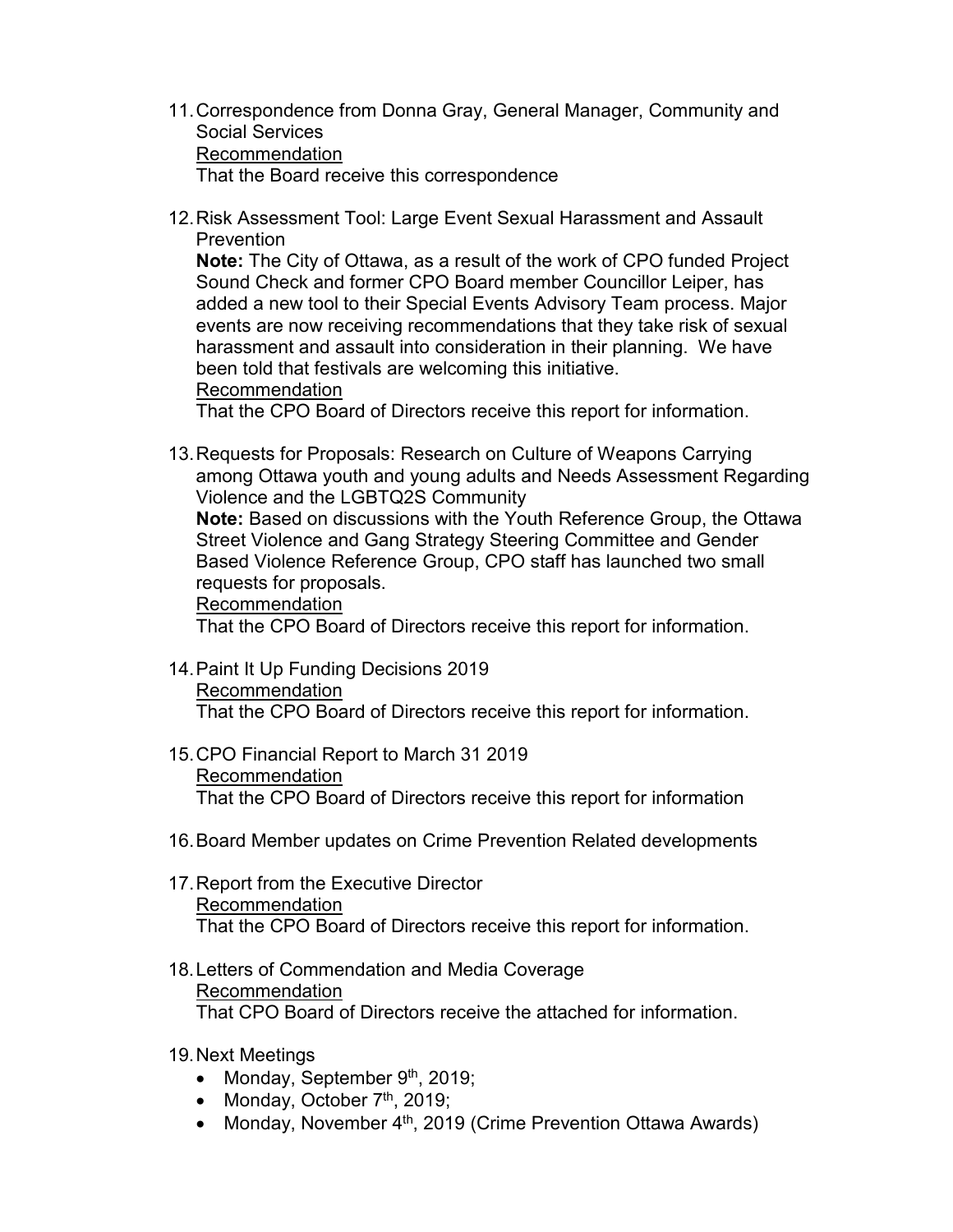11. Correspondence from Donna Gray, General Manager, Community and Social Services
    Recommendation
    That the Board receive this correspondence

12. Risk Assessment Tool: Large Event Sexual Harassment and Assault Prevention
    **Note:** The City of Ottawa, as a result of the work of CPO funded Project Sound Check and former CPO Board member Councillor Leiper, has added a new tool to their Special Events Advisory Team process. Major events are now receiving recommendations that they take risk of sexual harassment and assault into consideration in their planning. We have been told that festivals are welcoming this initiative.
    Recommendation
    That the CPO Board of Directors receive this report for information.

13. Requests for Proposals: Research on Culture of Weapons Carrying among Ottawa youth and young adults and Needs Assessment Regarding Violence and the LGBTQ2S Community
    **Note:** Based on discussions with the Youth Reference Group, the Ottawa Street Violence and Gang Strategy Steering Committee and Gender Based Violence Reference Group, CPO staff has launched two small requests for proposals.
    Recommendation
    That the CPO Board of Directors receive this report for information.

14. Paint It Up Funding Decisions 2019
    Recommendation
    That the CPO Board of Directors receive this report for information.

15. CPO Financial Report to March 31 2019
    Recommendation
    That the CPO Board of Directors receive this report for information

16. Board Member updates on Crime Prevention Related developments

17. Report from the Executive Director
    Recommendation
    That the CPO Board of Directors receive this report for information.

18. Letters of Commendation and Media Coverage
    Recommendation
    That CPO Board of Directors receive the attached for information.

19. Next Meetings
    - Monday, September 9th, 2019;
    - Monday, October 7th, 2019;
    - Monday, November 4th, 2019 (Crime Prevention Ottawa Awards)